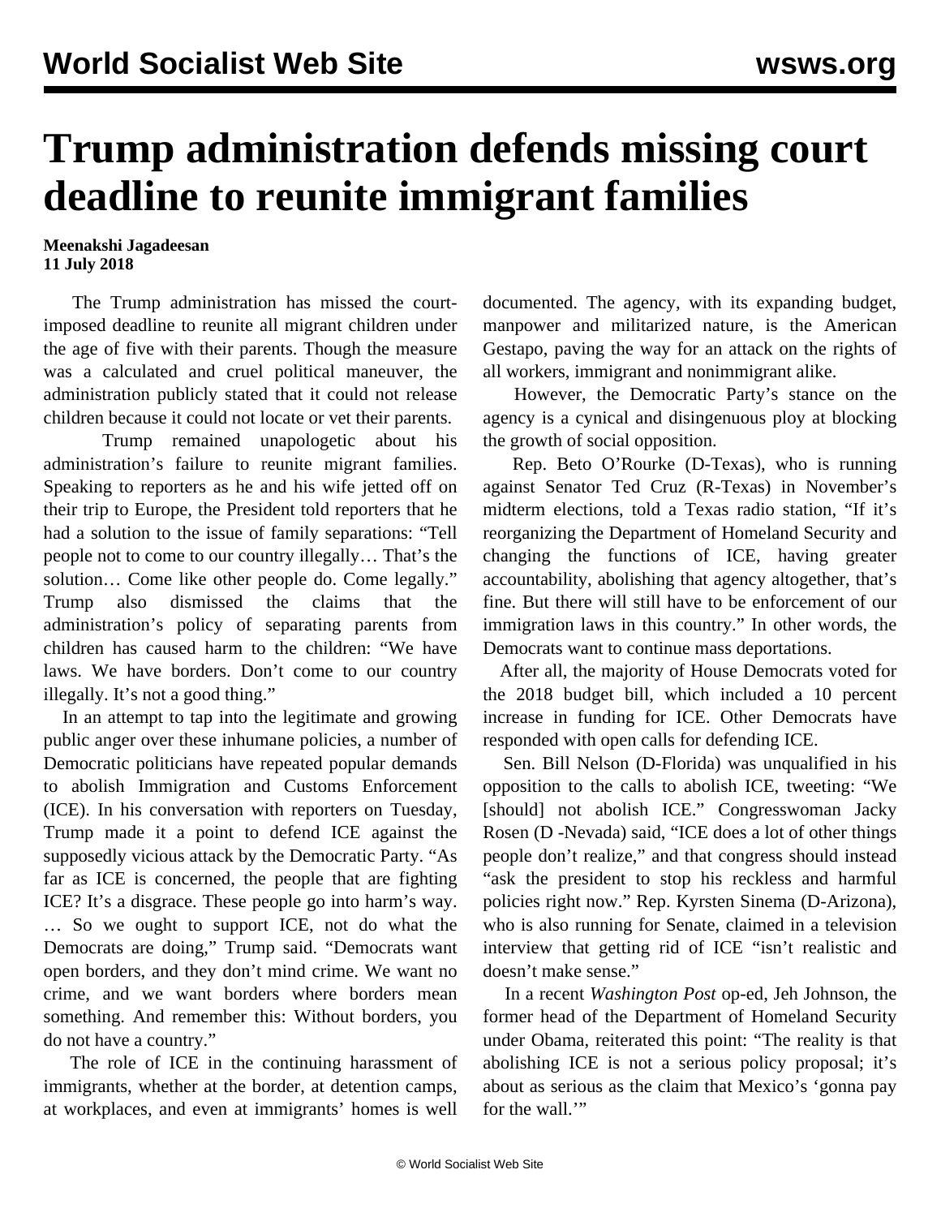# Trump administration defends missing court deadline to reunite immigrant families

**Meenakshi Jagadeesan**
**11 July 2018**

The Trump administration has missed the court-imposed deadline to reunite all migrant children under the age of five with their parents. Though the measure was a calculated and cruel political maneuver, the administration publicly stated that it could not release children because it could not locate or vet their parents.

Trump remained unapologetic about his administration's failure to reunite migrant families. Speaking to reporters as he and his wife jetted off on their trip to Europe, the President told reporters that he had a solution to the issue of family separations: "Tell people not to come to our country illegally… That's the solution… Come like other people do. Come legally." Trump also dismissed the claims that the administration's policy of separating parents from children has caused harm to the children: "We have laws. We have borders. Don't come to our country illegally. It's not a good thing."

In an attempt to tap into the legitimate and growing public anger over these inhumane policies, a number of Democratic politicians have repeated popular demands to abolish Immigration and Customs Enforcement (ICE). In his conversation with reporters on Tuesday, Trump made it a point to defend ICE against the supposedly vicious attack by the Democratic Party. "As far as ICE is concerned, the people that are fighting ICE? It's a disgrace. These people go into harm's way. … So we ought to support ICE, not do what the Democrats are doing," Trump said. "Democrats want open borders, and they don't mind crime. We want no crime, and we want borders where borders mean something. And remember this: Without borders, you do not have a country."

The role of ICE in the continuing harassment of immigrants, whether at the border, at detention camps, at workplaces, and even at immigrants' homes is well documented. The agency, with its expanding budget, manpower and militarized nature, is the American Gestapo, paving the way for an attack on the rights of all workers, immigrant and nonimmigrant alike.

However, the Democratic Party's stance on the agency is a cynical and disingenuous ploy at blocking the growth of social opposition.

Rep. Beto O'Rourke (D-Texas), who is running against Senator Ted Cruz (R-Texas) in November's midterm elections, told a Texas radio station, "If it's reorganizing the Department of Homeland Security and changing the functions of ICE, having greater accountability, abolishing that agency altogether, that's fine. But there will still have to be enforcement of our immigration laws in this country." In other words, the Democrats want to continue mass deportations.

After all, the majority of House Democrats voted for the 2018 budget bill, which included a 10 percent increase in funding for ICE. Other Democrats have responded with open calls for defending ICE.

Sen. Bill Nelson (D-Florida) was unqualified in his opposition to the calls to abolish ICE, tweeting: "We [should] not abolish ICE." Congresswoman Jacky Rosen (D -Nevada) said, "ICE does a lot of other things people don't realize," and that congress should instead "ask the president to stop his reckless and harmful policies right now." Rep. Kyrsten Sinema (D-Arizona), who is also running for Senate, claimed in a television interview that getting rid of ICE "isn't realistic and doesn't make sense."

In a recent *Washington Post* op-ed, Jeh Johnson, the former head of the Department of Homeland Security under Obama, reiterated this point: "The reality is that abolishing ICE is not a serious policy proposal; it's about as serious as the claim that Mexico's 'gonna pay for the wall.'"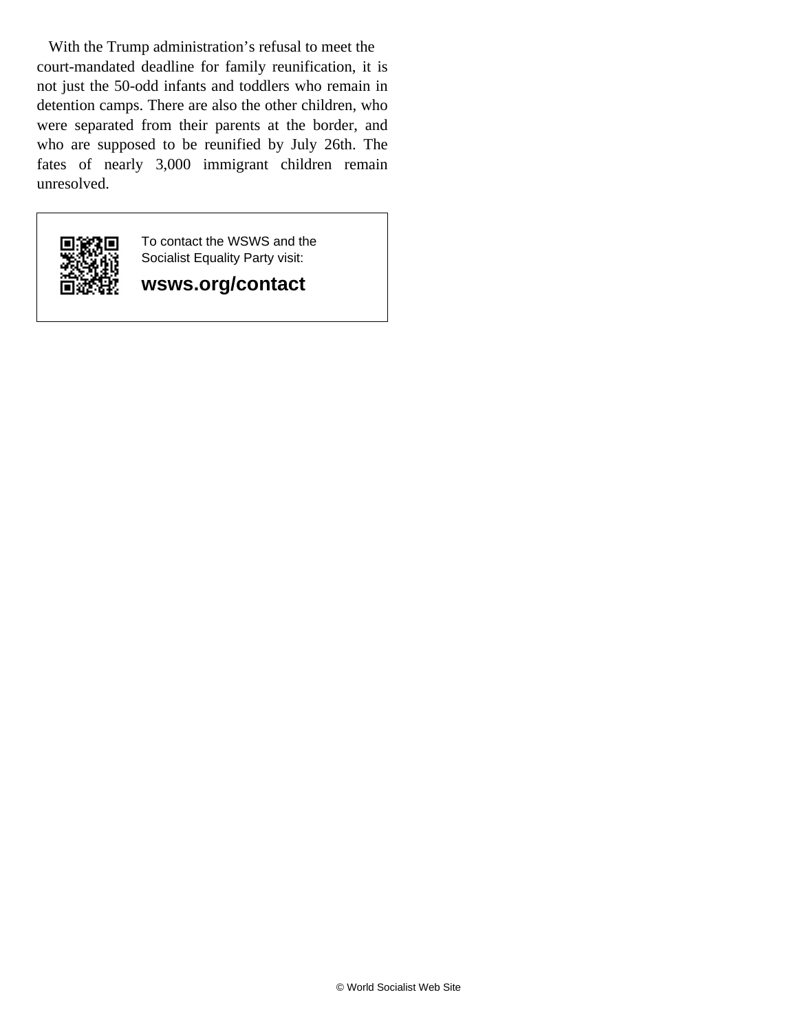With the Trump administration's refusal to meet the court-mandated deadline for family reunification, it is not just the 50-odd infants and toddlers who remain in detention camps. There are also the other children, who were separated from their parents at the border, and who are supposed to be reunified by July 26th. The fates of nearly 3,000 immigrant children remain unresolved.

To contact the WSWS and the Socialist Equality Party visit:

**wsws.org/contact**